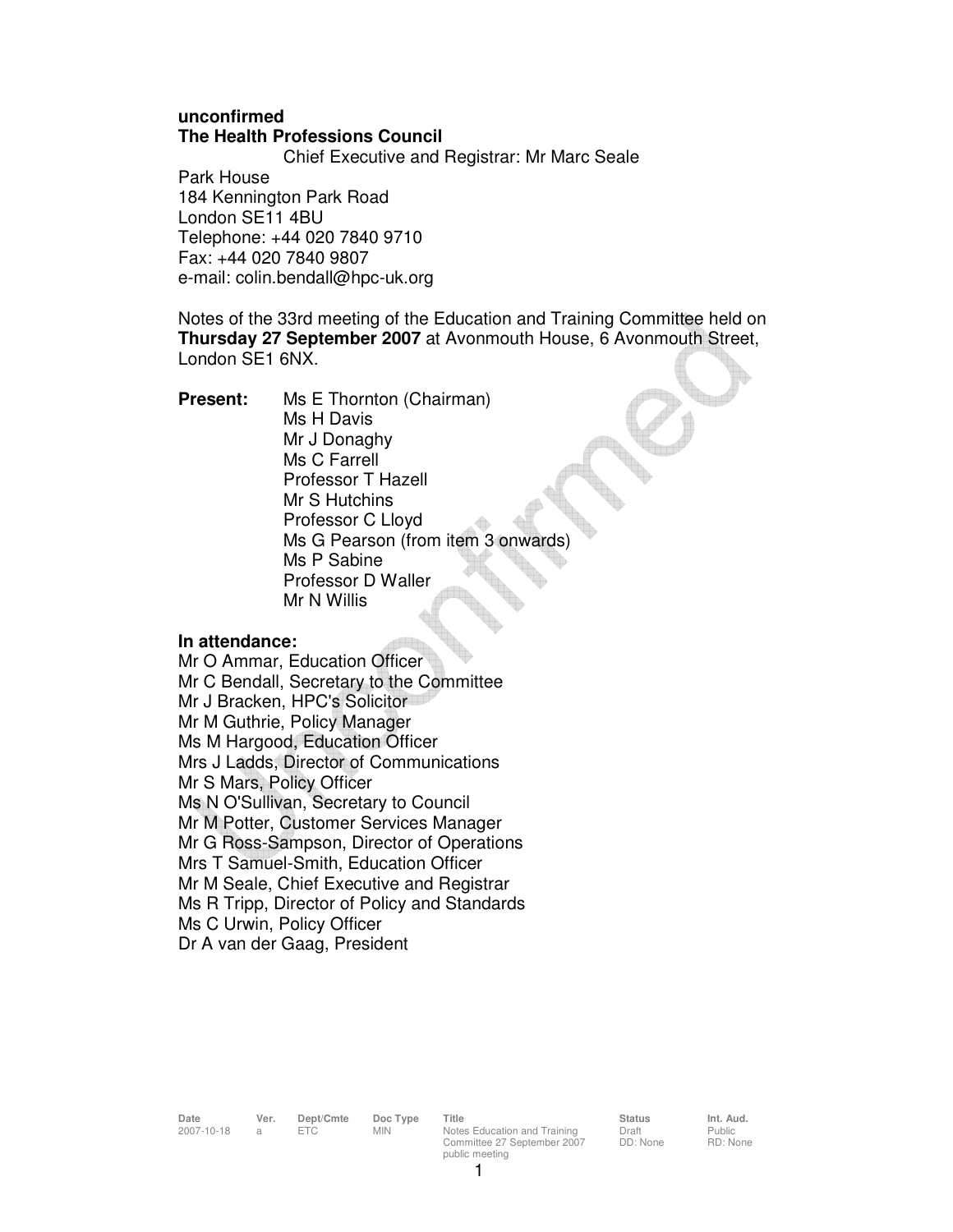**unconfirmed**

**The Health Professions Council**

Chief Executive and Registrar: Mr Marc Seale

Park House
184 Kennington Park Road
London SE11 4BU
Telephone: +44 020 7840 9710
Fax: +44 020 7840 9807
e-mail: colin.bendall@hpc-uk.org

Notes of the 33rd meeting of the Education and Training Committee held on **Thursday 27 September 2007** at Avonmouth House, 6 Avonmouth Street, London SE1 6NX.

**Present:**
Ms E Thornton (Chairman)
Ms H Davis
Mr J Donaghy
Ms C Farrell
Professor T Hazell
Mr S Hutchins
Professor C Lloyd
Ms G Pearson (from item 3 onwards)
Ms P Sabine
Professor D Waller
Mr N Willis

**In attendance:**
Mr O Ammar, Education Officer
Mr C Bendall, Secretary to the Committee
Mr J Bracken, HPC's Solicitor
Mr M Guthrie, Policy Manager
Ms M Hargood, Education Officer
Mrs J Ladds, Director of Communications
Mr S Mars, Policy Officer
Ms N O'Sullivan, Secretary to Council
Mr M Potter, Customer Services Manager
Mr G Ross-Sampson, Director of Operations
Mrs T Samuel-Smith, Education Officer
Mr M Seale, Chief Executive and Registrar
Ms R Tripp, Director of Policy and Standards
Ms C Urwin, Policy Officer
Dr A van der Gaag, President

| Date | Ver. | Dept/Cmte | Doc Type | Title | Status | Int. Aud. |
|---|---|---|---|---|---|---|
| 2007-10-18 | a | ETC | MIN | Notes Education and Training Committee 27 September 2007 public meeting | Draft DD: None | Public RD: None |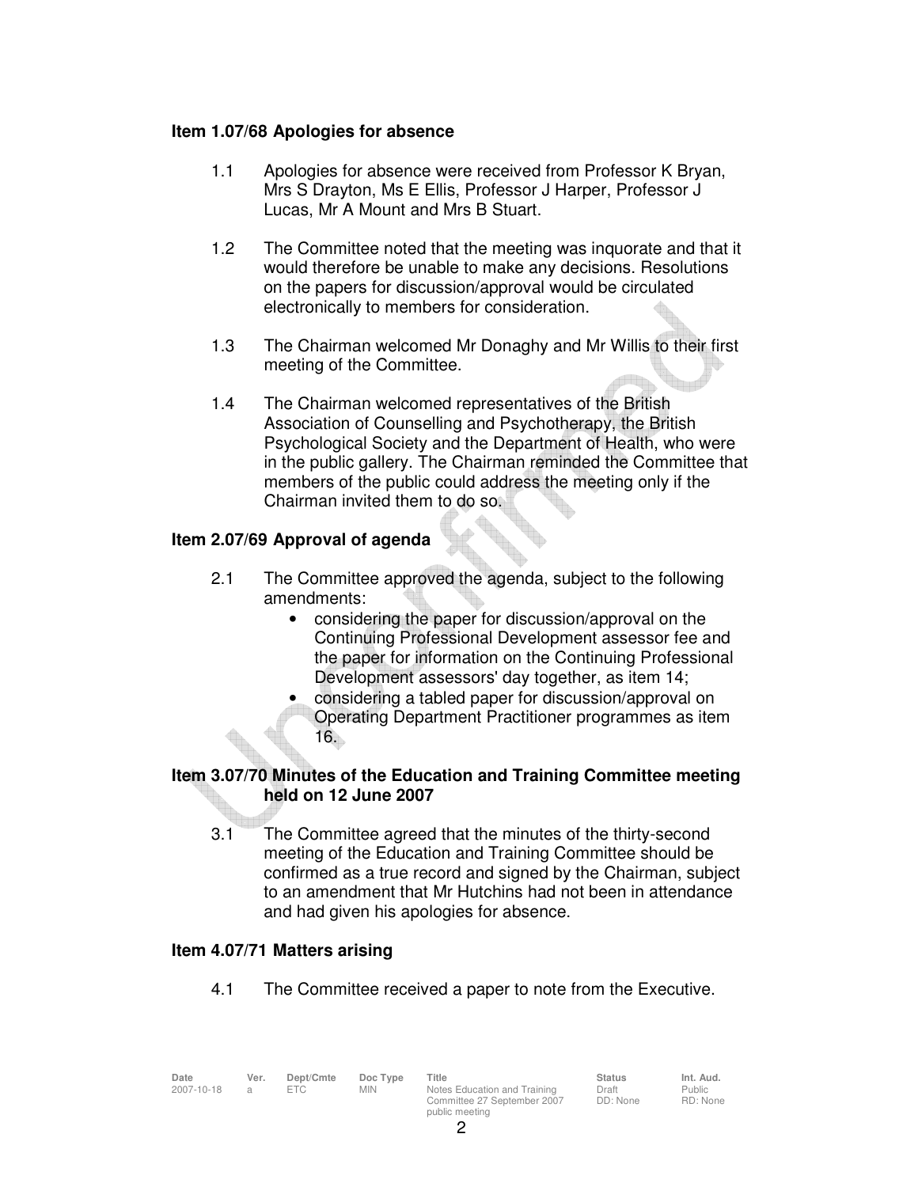## Item 1.07/68 Apologies for absence

1.1 Apologies for absence were received from Professor K Bryan, Mrs S Drayton, Ms E Ellis, Professor J Harper, Professor J Lucas, Mr A Mount and Mrs B Stuart.

1.2 The Committee noted that the meeting was inquorate and that it would therefore be unable to make any decisions. Resolutions on the papers for discussion/approval would be circulated electronically to members for consideration.

1.3 The Chairman welcomed Mr Donaghy and Mr Willis to their first meeting of the Committee.

1.4 The Chairman welcomed representatives of the British Association of Counselling and Psychotherapy, the British Psychological Society and the Department of Health, who were in the public gallery. The Chairman reminded the Committee that members of the public could address the meeting only if the Chairman invited them to do so.

## Item 2.07/69 Approval of agenda

2.1 The Committee approved the agenda, subject to the following amendments:

- considering the paper for discussion/approval on the Continuing Professional Development assessor fee and the paper for information on the Continuing Professional Development assessors' day together, as item 14;
- considering a tabled paper for discussion/approval on Operating Department Practitioner programmes as item 16.

## Item 3.07/70 Minutes of the Education and Training Committee meeting held on 12 June 2007

3.1 The Committee agreed that the minutes of the thirty-second meeting of the Education and Training Committee should be confirmed as a true record and signed by the Chairman, subject to an amendment that Mr Hutchins had not been in attendance and had given his apologies for absence.

## Item 4.07/71 Matters arising

4.1 The Committee received a paper to note from the Executive.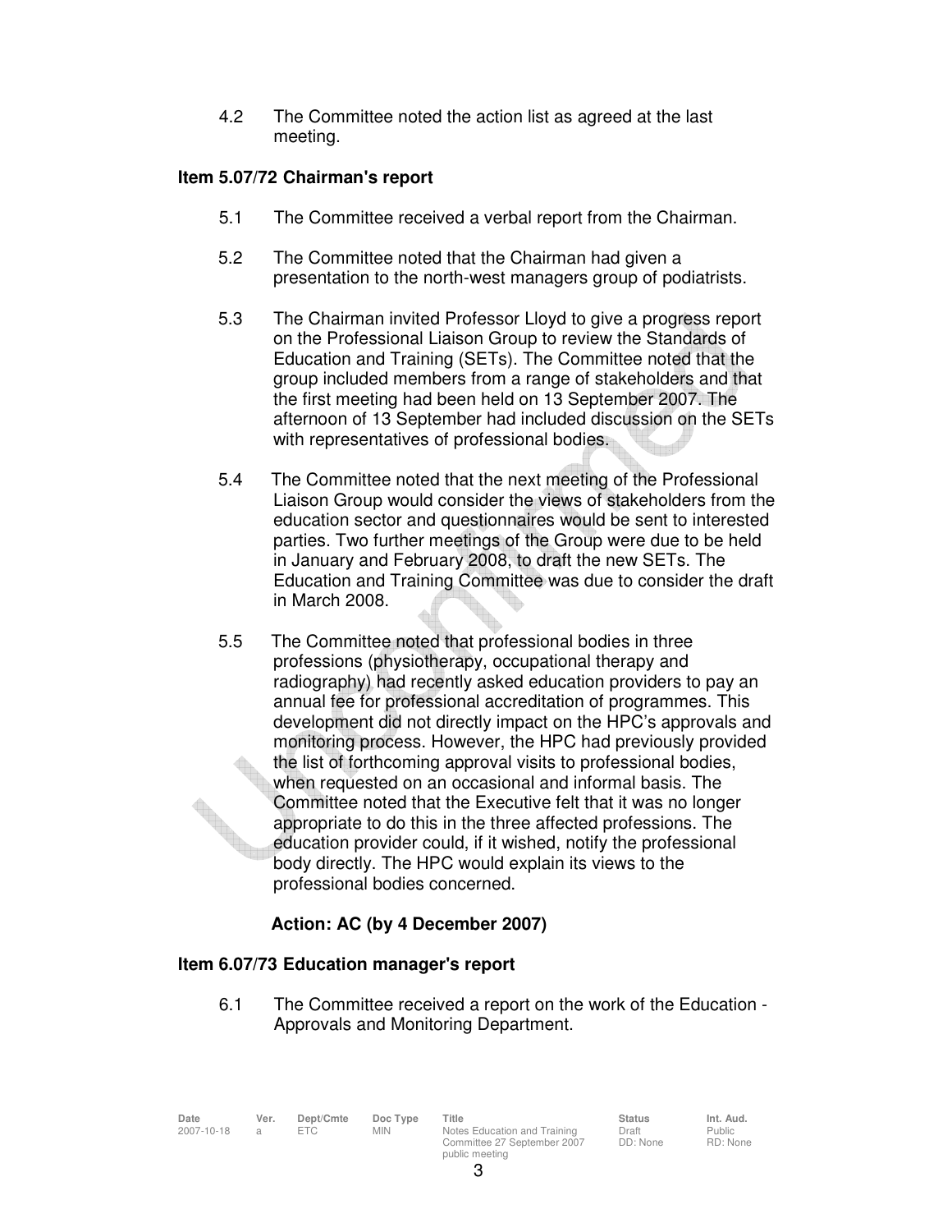4.2 The Committee noted the action list as agreed at the last meeting.

### Item 5.07/72 Chairman's report

5.1 The Committee received a verbal report from the Chairman.

5.2 The Committee noted that the Chairman had given a presentation to the north-west managers group of podiatrists.

5.3 The Chairman invited Professor Lloyd to give a progress report on the Professional Liaison Group to review the Standards of Education and Training (SETs). The Committee noted that the group included members from a range of stakeholders and that the first meeting had been held on 13 September 2007. The afternoon of 13 September had included discussion on the SETs with representatives of professional bodies.

5.4 The Committee noted that the next meeting of the Professional Liaison Group would consider the views of stakeholders from the education sector and questionnaires would be sent to interested parties. Two further meetings of the Group were due to be held in January and February 2008, to draft the new SETs. The Education and Training Committee was due to consider the draft in March 2008.

5.5 The Committee noted that professional bodies in three professions (physiotherapy, occupational therapy and radiography) had recently asked education providers to pay an annual fee for professional accreditation of programmes. This development did not directly impact on the HPC's approvals and monitoring process. However, the HPC had previously provided the list of forthcoming approval visits to professional bodies, when requested on an occasional and informal basis. The Committee noted that the Executive felt that it was no longer appropriate to do this in the three affected professions. The education provider could, if it wished, notify the professional body directly. The HPC would explain its views to the professional bodies concerned.

**Action: AC (by 4 December 2007)**

### Item 6.07/73 Education manager's report

6.1 The Committee received a report on the work of the Education - Approvals and Monitoring Department.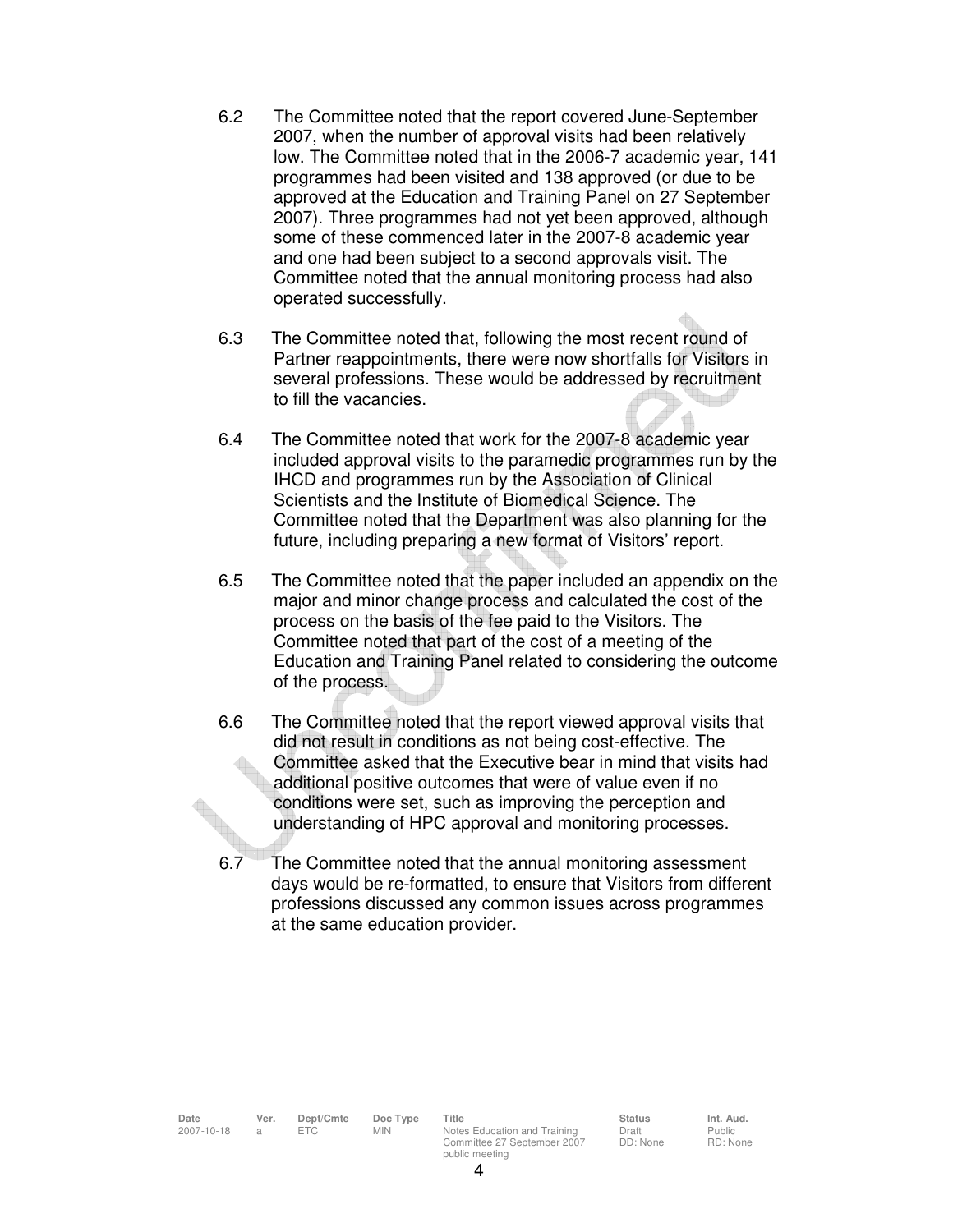6.2 The Committee noted that the report covered June-September 2007, when the number of approval visits had been relatively low. The Committee noted that in the 2006-7 academic year, 141 programmes had been visited and 138 approved (or due to be approved at the Education and Training Panel on 27 September 2007). Three programmes had not yet been approved, although some of these commenced later in the 2007-8 academic year and one had been subject to a second approvals visit. The Committee noted that the annual monitoring process had also operated successfully.

6.3 The Committee noted that, following the most recent round of Partner reappointments, there were now shortfalls for Visitors in several professions. These would be addressed by recruitment to fill the vacancies.

6.4 The Committee noted that work for the 2007-8 academic year included approval visits to the paramedic programmes run by the IHCD and programmes run by the Association of Clinical Scientists and the Institute of Biomedical Science. The Committee noted that the Department was also planning for the future, including preparing a new format of Visitors' report.

6.5 The Committee noted that the paper included an appendix on the major and minor change process and calculated the cost of the process on the basis of the fee paid to the Visitors. The Committee noted that part of the cost of a meeting of the Education and Training Panel related to considering the outcome of the process.

6.6 The Committee noted that the report viewed approval visits that did not result in conditions as not being cost-effective. The Committee asked that the Executive bear in mind that visits had additional positive outcomes that were of value even if no conditions were set, such as improving the perception and understanding of HPC approval and monitoring processes.

6.7 The Committee noted that the annual monitoring assessment days would be re-formatted, to ensure that Visitors from different professions discussed any common issues across programmes at the same education provider.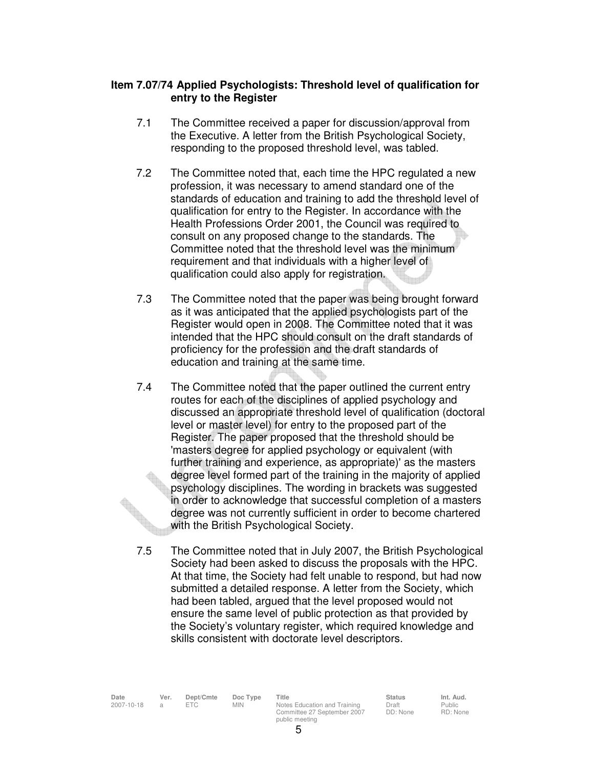**Item 7.07/74 Applied Psychologists: Threshold level of qualification for entry to the Register**

7.1 The Committee received a paper for discussion/approval from the Executive. A letter from the British Psychological Society, responding to the proposed threshold level, was tabled.

7.2 The Committee noted that, each time the HPC regulated a new profession, it was necessary to amend standard one of the standards of education and training to add the threshold level of qualification for entry to the Register. In accordance with the Health Professions Order 2001, the Council was required to consult on any proposed change to the standards. The Committee noted that the threshold level was the minimum requirement and that individuals with a higher level of qualification could also apply for registration.

7.3 The Committee noted that the paper was being brought forward as it was anticipated that the applied psychologists part of the Register would open in 2008. The Committee noted that it was intended that the HPC should consult on the draft standards of proficiency for the profession and the draft standards of education and training at the same time.

7.4 The Committee noted that the paper outlined the current entry routes for each of the disciplines of applied psychology and discussed an appropriate threshold level of qualification (doctoral level or master level) for entry to the proposed part of the Register. The paper proposed that the threshold should be 'masters degree for applied psychology or equivalent (with further training and experience, as appropriate)' as the masters degree level formed part of the training in the majority of applied psychology disciplines. The wording in brackets was suggested in order to acknowledge that successful completion of a masters degree was not currently sufficient in order to become chartered with the British Psychological Society.

7.5 The Committee noted that in July 2007, the British Psychological Society had been asked to discuss the proposals with the HPC. At that time, the Society had felt unable to respond, but had now submitted a detailed response. A letter from the Society, which had been tabled, argued that the level proposed would not ensure the same level of public protection as that provided by the Society's voluntary register, which required knowledge and skills consistent with doctorate level descriptors.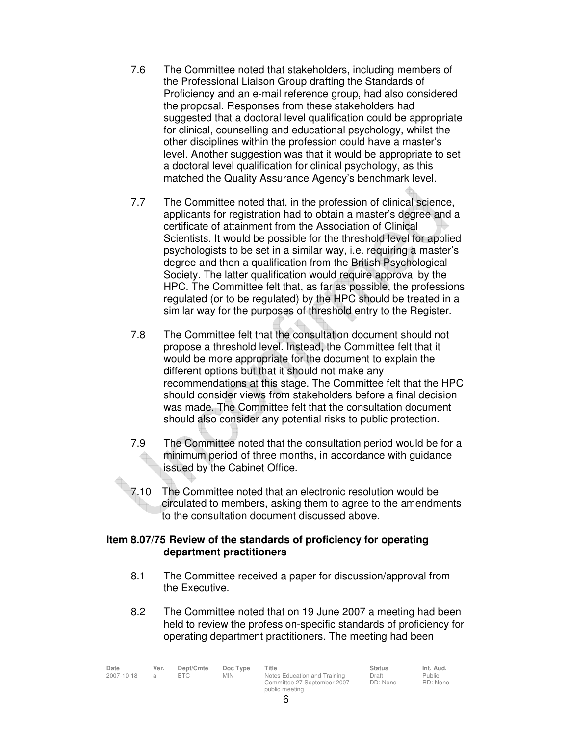7.6 The Committee noted that stakeholders, including members of the Professional Liaison Group drafting the Standards of Proficiency and an e-mail reference group, had also considered the proposal. Responses from these stakeholders had suggested that a doctoral level qualification could be appropriate for clinical, counselling and educational psychology, whilst the other disciplines within the profession could have a master's level. Another suggestion was that it would be appropriate to set a doctoral level qualification for clinical psychology, as this matched the Quality Assurance Agency's benchmark level.

7.7 The Committee noted that, in the profession of clinical science, applicants for registration had to obtain a master's degree and a certificate of attainment from the Association of Clinical Scientists. It would be possible for the threshold level for applied psychologists to be set in a similar way, i.e. requiring a master's degree and then a qualification from the British Psychological Society. The latter qualification would require approval by the HPC. The Committee felt that, as far as possible, the professions regulated (or to be regulated) by the HPC should be treated in a similar way for the purposes of threshold entry to the Register.

7.8 The Committee felt that the consultation document should not propose a threshold level. Instead, the Committee felt that it would be more appropriate for the document to explain the different options but that it should not make any recommendations at this stage. The Committee felt that the HPC should consider views from stakeholders before a final decision was made. The Committee felt that the consultation document should also consider any potential risks to public protection.

7.9 The Committee noted that the consultation period would be for a minimum period of three months, in accordance with guidance issued by the Cabinet Office.

7.10 The Committee noted that an electronic resolution would be circulated to members, asking them to agree to the amendments to the consultation document discussed above.

**Item 8.07/75 Review of the standards of proficiency for operating department practitioners**

8.1 The Committee received a paper for discussion/approval from the Executive.

8.2 The Committee noted that on 19 June 2007 a meeting had been held to review the profession-specific standards of proficiency for operating department practitioners. The meeting had been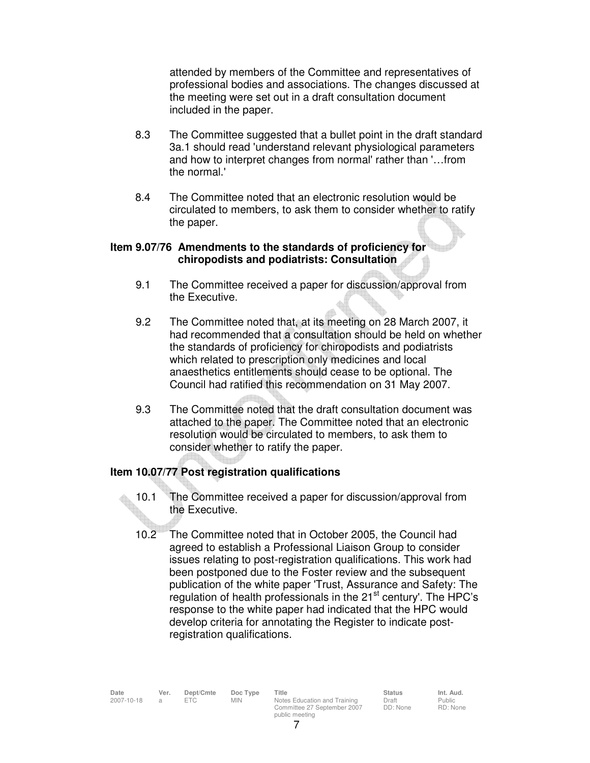attended by members of the Committee and representatives of professional bodies and associations. The changes discussed at the meeting were set out in a draft consultation document included in the paper.

8.3 The Committee suggested that a bullet point in the draft standard 3a.1 should read 'understand relevant physiological parameters and how to interpret changes from normal' rather than '…from the normal.'

8.4 The Committee noted that an electronic resolution would be circulated to members, to ask them to consider whether to ratify the paper.

**Item 9.07/76 Amendments to the standards of proficiency for chiropodists and podiatrists: Consultation**

9.1 The Committee received a paper for discussion/approval from the Executive.

9.2 The Committee noted that, at its meeting on 28 March 2007, it had recommended that a consultation should be held on whether the standards of proficiency for chiropodists and podiatrists which related to prescription only medicines and local anaesthetics entitlements should cease to be optional. The Council had ratified this recommendation on 31 May 2007.

9.3 The Committee noted that the draft consultation document was attached to the paper. The Committee noted that an electronic resolution would be circulated to members, to ask them to consider whether to ratify the paper.

**Item 10.07/77 Post registration qualifications**

10.1 The Committee received a paper for discussion/approval from the Executive.

10.2 The Committee noted that in October 2005, the Council had agreed to establish a Professional Liaison Group to consider issues relating to post-registration qualifications. This work had been postponed due to the Foster review and the subsequent publication of the white paper 'Trust, Assurance and Safety: The regulation of health professionals in the 21st century'. The HPC's response to the white paper had indicated that the HPC would develop criteria for annotating the Register to indicate post-registration qualifications.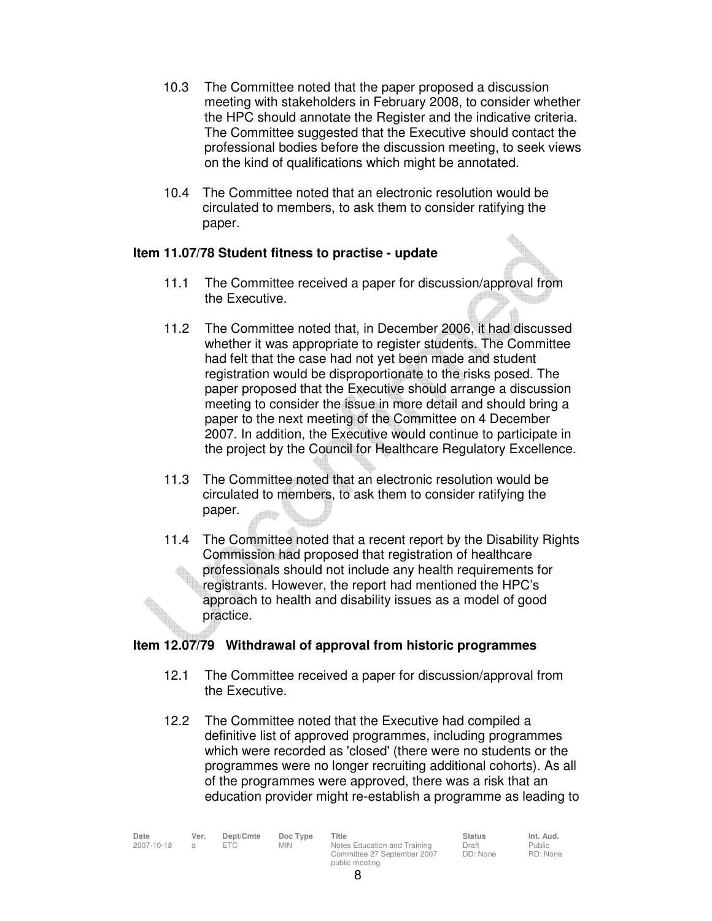10.3 The Committee noted that the paper proposed a discussion meeting with stakeholders in February 2008, to consider whether the HPC should annotate the Register and the indicative criteria. The Committee suggested that the Executive should contact the professional bodies before the discussion meeting, to seek views on the kind of qualifications which might be annotated.

10.4 The Committee noted that an electronic resolution would be circulated to members, to ask them to consider ratifying the paper.

**Item 11.07/78 Student fitness to practise - update**

11.1 The Committee received a paper for discussion/approval from the Executive.

11.2 The Committee noted that, in December 2006, it had discussed whether it was appropriate to register students. The Committee had felt that the case had not yet been made and student registration would be disproportionate to the risks posed. The paper proposed that the Executive should arrange a discussion meeting to consider the issue in more detail and should bring a paper to the next meeting of the Committee on 4 December 2007. In addition, the Executive would continue to participate in the project by the Council for Healthcare Regulatory Excellence.

11.3 The Committee noted that an electronic resolution would be circulated to members, to ask them to consider ratifying the paper.

11.4 The Committee noted that a recent report by the Disability Rights Commission had proposed that registration of healthcare professionals should not include any health requirements for registrants. However, the report had mentioned the HPC's approach to health and disability issues as a model of good practice.

**Item 12.07/79 Withdrawal of approval from historic programmes**

12.1 The Committee received a paper for discussion/approval from the Executive.

12.2 The Committee noted that the Executive had compiled a definitive list of approved programmes, including programmes which were recorded as 'closed' (there were no students or the programmes were no longer recruiting additional cohorts). As all of the programmes were approved, there was a risk that an education provider might re-establish a programme as leading to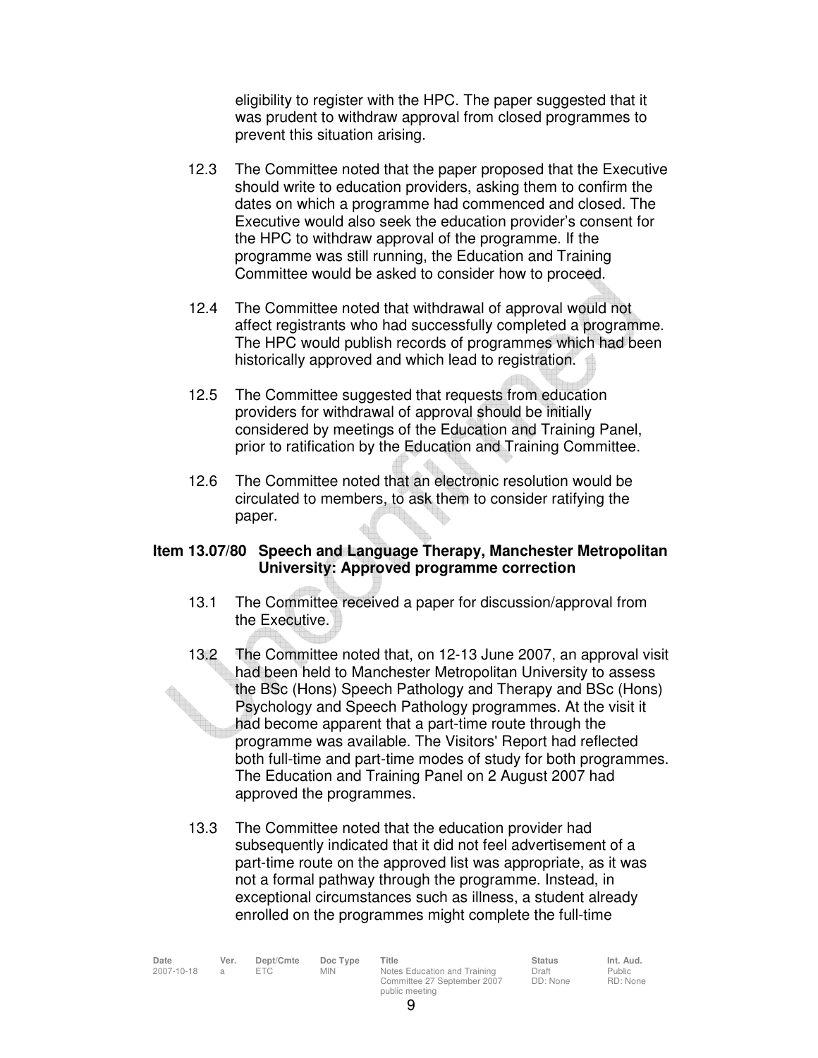eligibility to register with the HPC. The paper suggested that it was prudent to withdraw approval from closed programmes to prevent this situation arising.

12.3 The Committee noted that the paper proposed that the Executive should write to education providers, asking them to confirm the dates on which a programme had commenced and closed. The Executive would also seek the education provider's consent for the HPC to withdraw approval of the programme. If the programme was still running, the Education and Training Committee would be asked to consider how to proceed.

12.4 The Committee noted that withdrawal of approval would not affect registrants who had successfully completed a programme. The HPC would publish records of programmes which had been historically approved and which lead to registration.

12.5 The Committee suggested that requests from education providers for withdrawal of approval should be initially considered by meetings of the Education and Training Panel, prior to ratification by the Education and Training Committee.

12.6 The Committee noted that an electronic resolution would be circulated to members, to ask them to consider ratifying the paper.

**Item 13.07/80 Speech and Language Therapy, Manchester Metropolitan University: Approved programme correction**

13.1 The Committee received a paper for discussion/approval from the Executive.

13.2 The Committee noted that, on 12-13 June 2007, an approval visit had been held to Manchester Metropolitan University to assess the BSc (Hons) Speech Pathology and Therapy and BSc (Hons) Psychology and Speech Pathology programmes. At the visit it had become apparent that a part-time route through the programme was available. The Visitors' Report had reflected both full-time and part-time modes of study for both programmes. The Education and Training Panel on 2 August 2007 had approved the programmes.

13.3 The Committee noted that the education provider had subsequently indicated that it did not feel advertisement of a part-time route on the approved list was appropriate, as it was not a formal pathway through the programme. Instead, in exceptional circumstances such as illness, a student already enrolled on the programmes might complete the full-time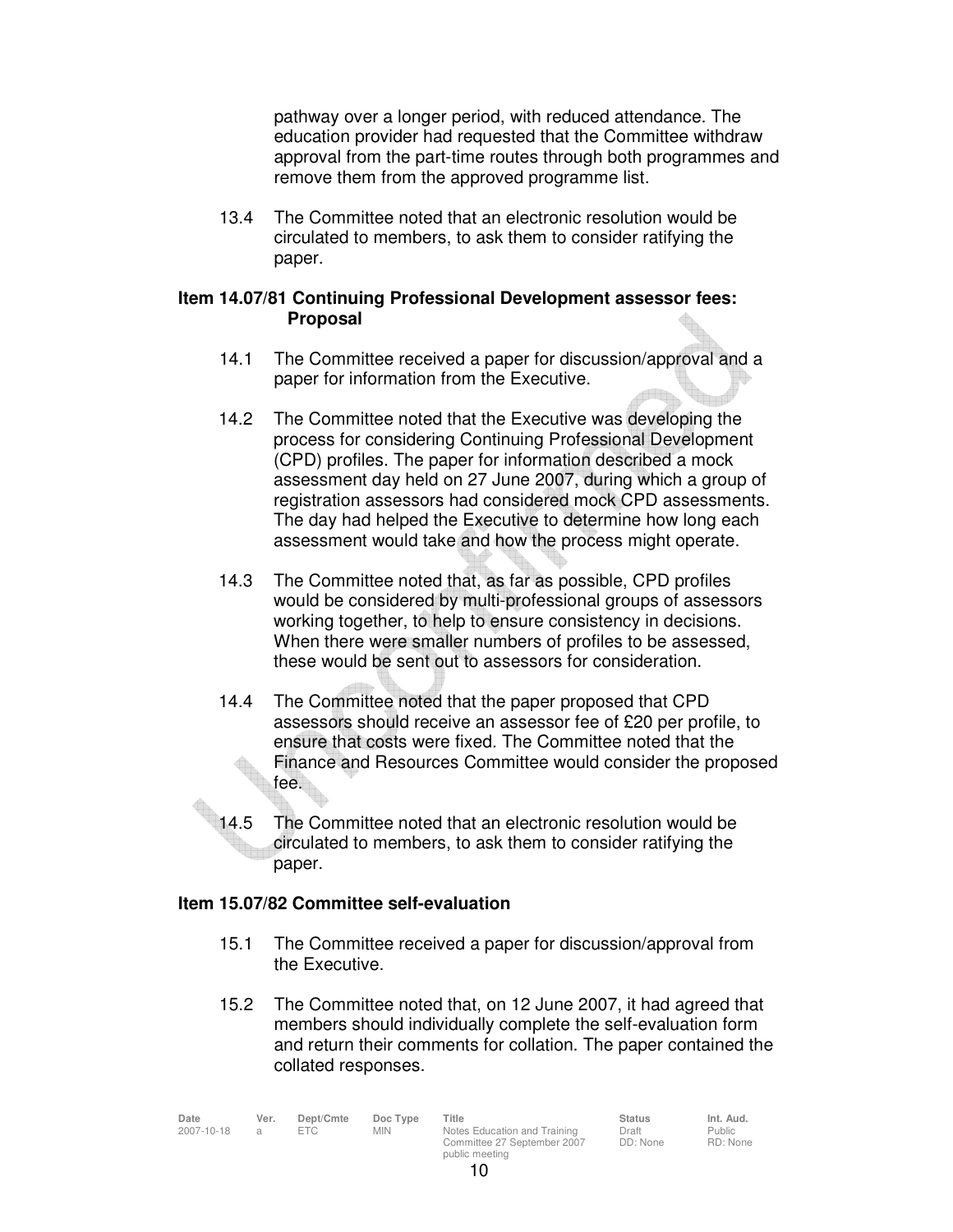pathway over a longer period, with reduced attendance. The education provider had requested that the Committee withdraw approval from the part-time routes through both programmes and remove them from the approved programme list.

13.4 The Committee noted that an electronic resolution would be circulated to members, to ask them to consider ratifying the paper.

**Item 14.07/81 Continuing Professional Development assessor fees: Proposal**

14.1 The Committee received a paper for discussion/approval and a paper for information from the Executive.

14.2 The Committee noted that the Executive was developing the process for considering Continuing Professional Development (CPD) profiles. The paper for information described a mock assessment day held on 27 June 2007, during which a group of registration assessors had considered mock CPD assessments. The day had helped the Executive to determine how long each assessment would take and how the process might operate.

14.3 The Committee noted that, as far as possible, CPD profiles would be considered by multi-professional groups of assessors working together, to help to ensure consistency in decisions. When there were smaller numbers of profiles to be assessed, these would be sent out to assessors for consideration.

14.4 The Committee noted that the paper proposed that CPD assessors should receive an assessor fee of £20 per profile, to ensure that costs were fixed. The Committee noted that the Finance and Resources Committee would consider the proposed fee.

14.5 The Committee noted that an electronic resolution would be circulated to members, to ask them to consider ratifying the paper.

**Item 15.07/82 Committee self-evaluation**

15.1 The Committee received a paper for discussion/approval from the Executive.

15.2 The Committee noted that, on 12 June 2007, it had agreed that members should individually complete the self-evaluation form and return their comments for collation. The paper contained the collated responses.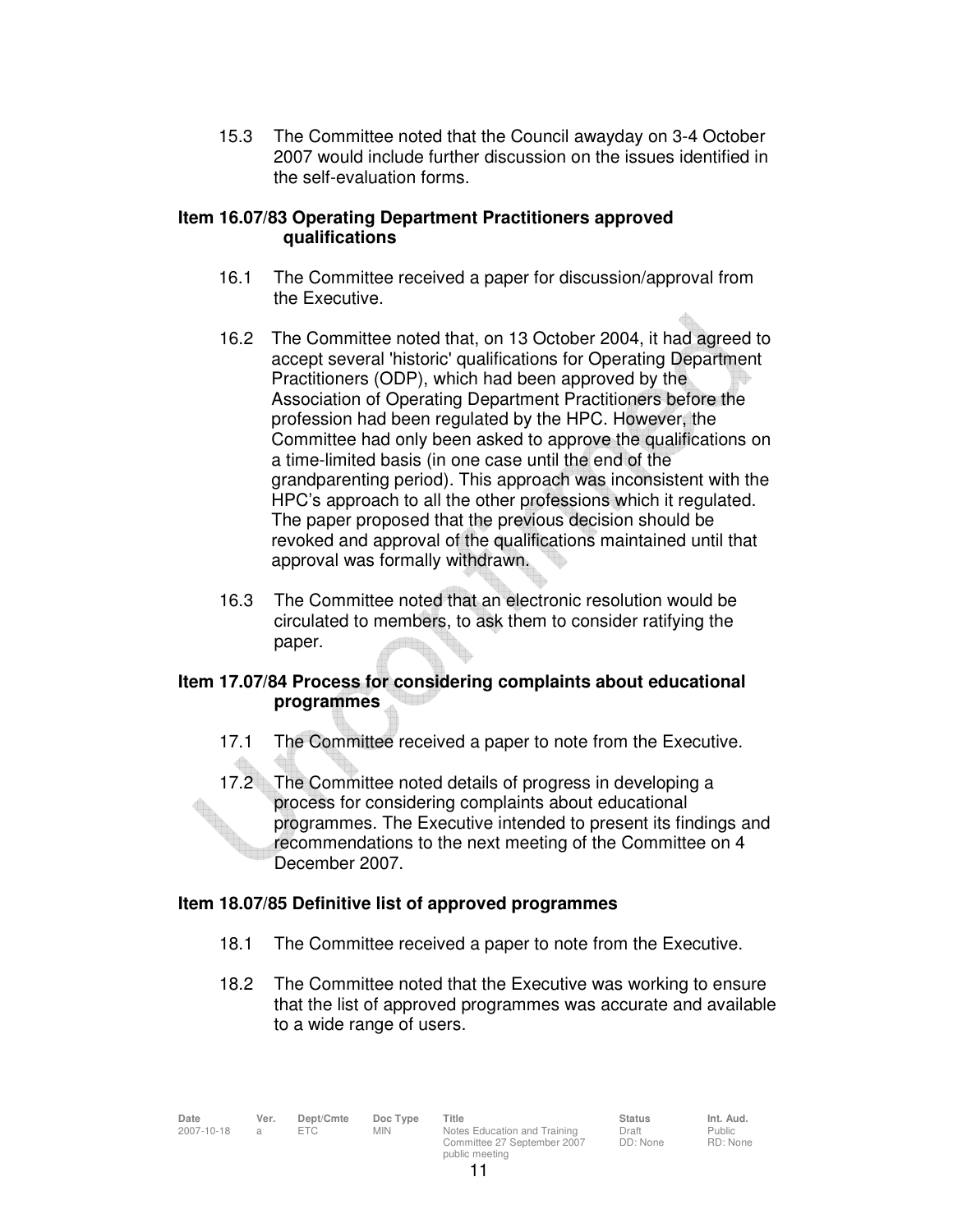15.3 The Committee noted that the Council awayday on 3-4 October 2007 would include further discussion on the issues identified in the self-evaluation forms.

### Item 16.07/83 Operating Department Practitioners approved qualifications

16.1 The Committee received a paper for discussion/approval from the Executive.

16.2 The Committee noted that, on 13 October 2004, it had agreed to accept several 'historic' qualifications for Operating Department Practitioners (ODP), which had been approved by the Association of Operating Department Practitioners before the profession had been regulated by the HPC. However, the Committee had only been asked to approve the qualifications on a time-limited basis (in one case until the end of the grandparenting period). This approach was inconsistent with the HPC's approach to all the other professions which it regulated. The paper proposed that the previous decision should be revoked and approval of the qualifications maintained until that approval was formally withdrawn.

16.3 The Committee noted that an electronic resolution would be circulated to members, to ask them to consider ratifying the paper.

### Item 17.07/84 Process for considering complaints about educational programmes

17.1 The Committee received a paper to note from the Executive.

17.2 The Committee noted details of progress in developing a process for considering complaints about educational programmes. The Executive intended to present its findings and recommendations to the next meeting of the Committee on 4 December 2007.

### Item 18.07/85 Definitive list of approved programmes

18.1 The Committee received a paper to note from the Executive.

18.2 The Committee noted that the Executive was working to ensure that the list of approved programmes was accurate and available to a wide range of users.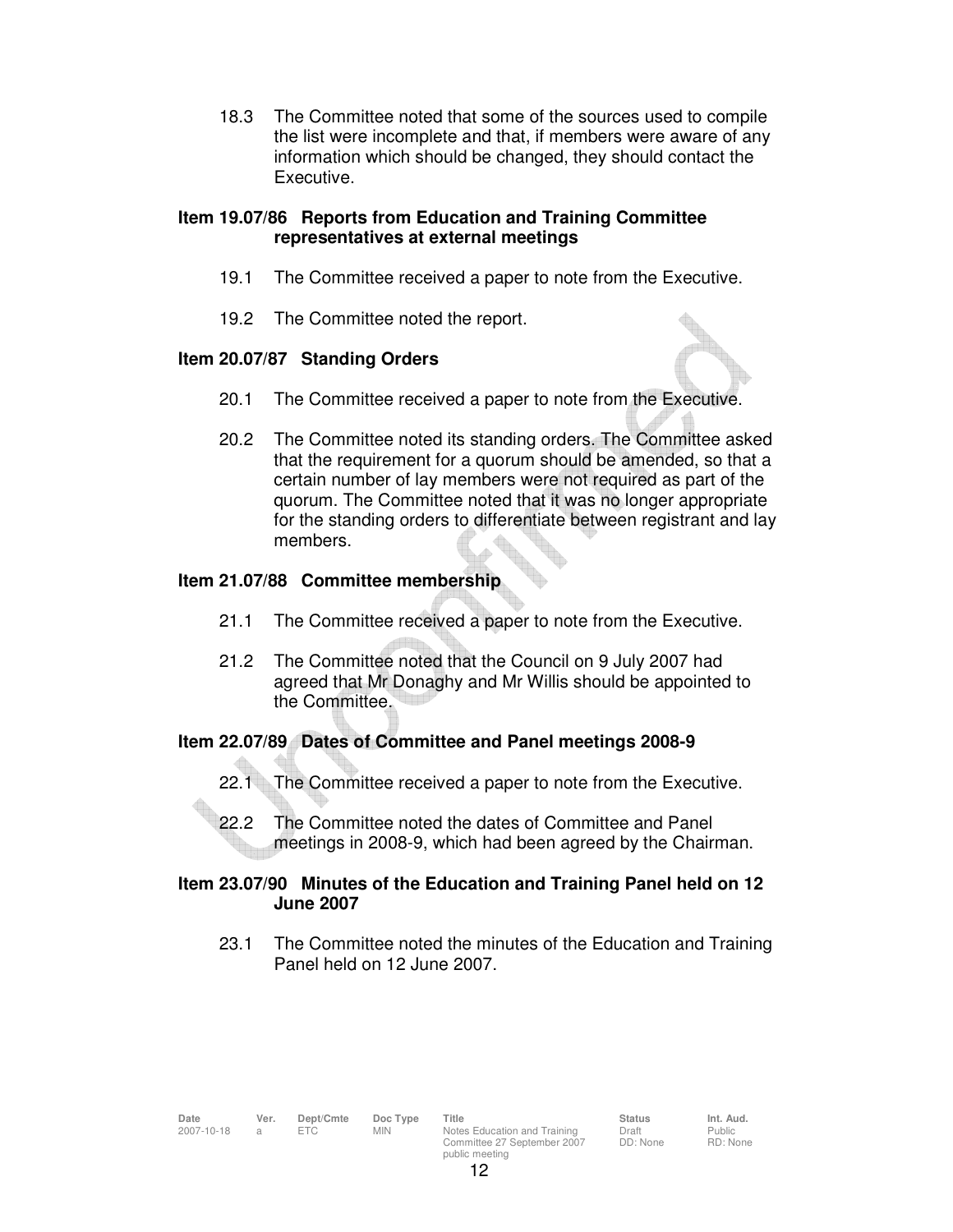18.3 The Committee noted that some of the sources used to compile the list were incomplete and that, if members were aware of any information which should be changed, they should contact the Executive.

**Item 19.07/86 Reports from Education and Training Committee representatives at external meetings**

19.1 The Committee received a paper to note from the Executive.

19.2 The Committee noted the report.

**Item 20.07/87 Standing Orders**

20.1 The Committee received a paper to note from the Executive.

20.2 The Committee noted its standing orders. The Committee asked that the requirement for a quorum should be amended, so that a certain number of lay members were not required as part of the quorum. The Committee noted that it was no longer appropriate for the standing orders to differentiate between registrant and lay members.

**Item 21.07/88 Committee membership**

21.1 The Committee received a paper to note from the Executive.

21.2 The Committee noted that the Council on 9 July 2007 had agreed that Mr Donaghy and Mr Willis should be appointed to the Committee.

**Item 22.07/89 Dates of Committee and Panel meetings 2008-9**

22.1 The Committee received a paper to note from the Executive.

22.2 The Committee noted the dates of Committee and Panel meetings in 2008-9, which had been agreed by the Chairman.

**Item 23.07/90 Minutes of the Education and Training Panel held on 12 June 2007**

23.1 The Committee noted the minutes of the Education and Training Panel held on 12 June 2007.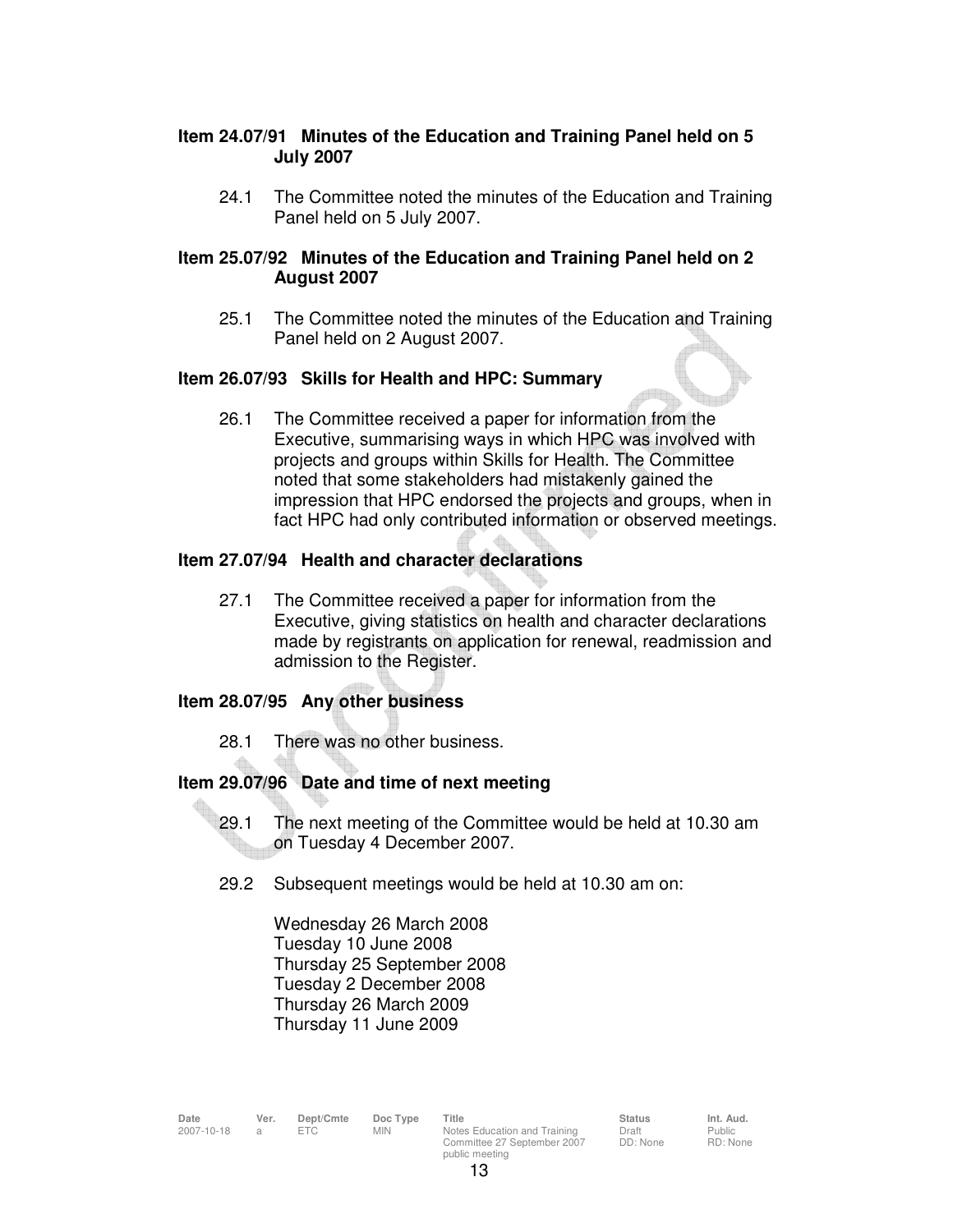### Item 24.07/91 Minutes of the Education and Training Panel held on 5 July 2007

24.1 The Committee noted the minutes of the Education and Training Panel held on 5 July 2007.

### Item 25.07/92 Minutes of the Education and Training Panel held on 2 August 2007

25.1 The Committee noted the minutes of the Education and Training Panel held on 2 August 2007.

### Item 26.07/93 Skills for Health and HPC: Summary

26.1 The Committee received a paper for information from the Executive, summarising ways in which HPC was involved with projects and groups within Skills for Health. The Committee noted that some stakeholders had mistakenly gained the impression that HPC endorsed the projects and groups, when in fact HPC had only contributed information or observed meetings.

### Item 27.07/94 Health and character declarations

27.1 The Committee received a paper for information from the Executive, giving statistics on health and character declarations made by registrants on application for renewal, readmission and admission to the Register.

### Item 28.07/95 Any other business

28.1 There was no other business.

### Item 29.07/96 Date and time of next meeting

29.1 The next meeting of the Committee would be held at 10.30 am on Tuesday 4 December 2007.

29.2 Subsequent meetings would be held at 10.30 am on:

Wednesday 26 March 2008
Tuesday 10 June 2008
Thursday 25 September 2008
Tuesday 2 December 2008
Thursday 26 March 2009
Thursday 11 June 2009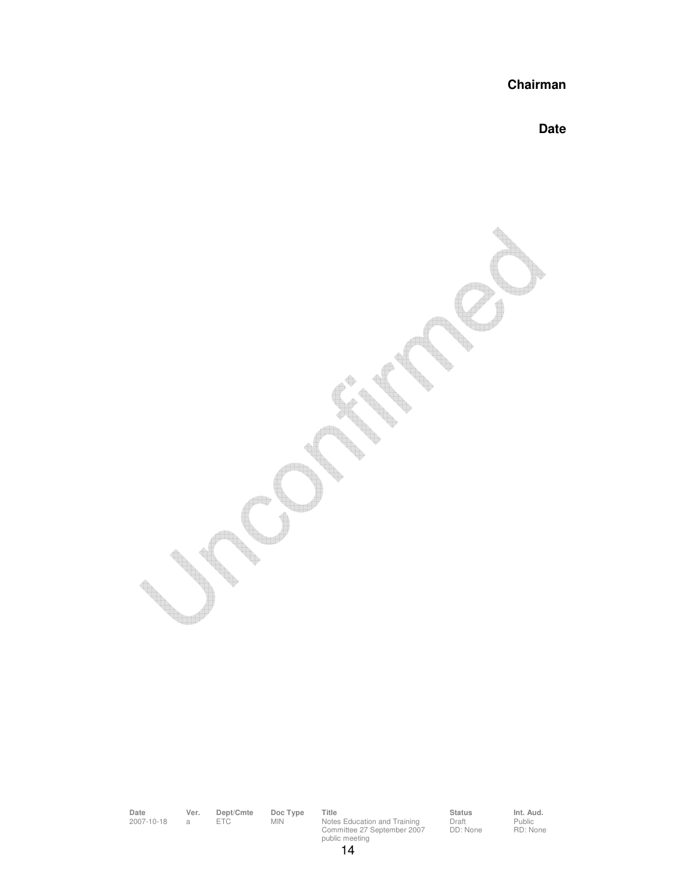**Chairman**

**Date**

Unconfirmed